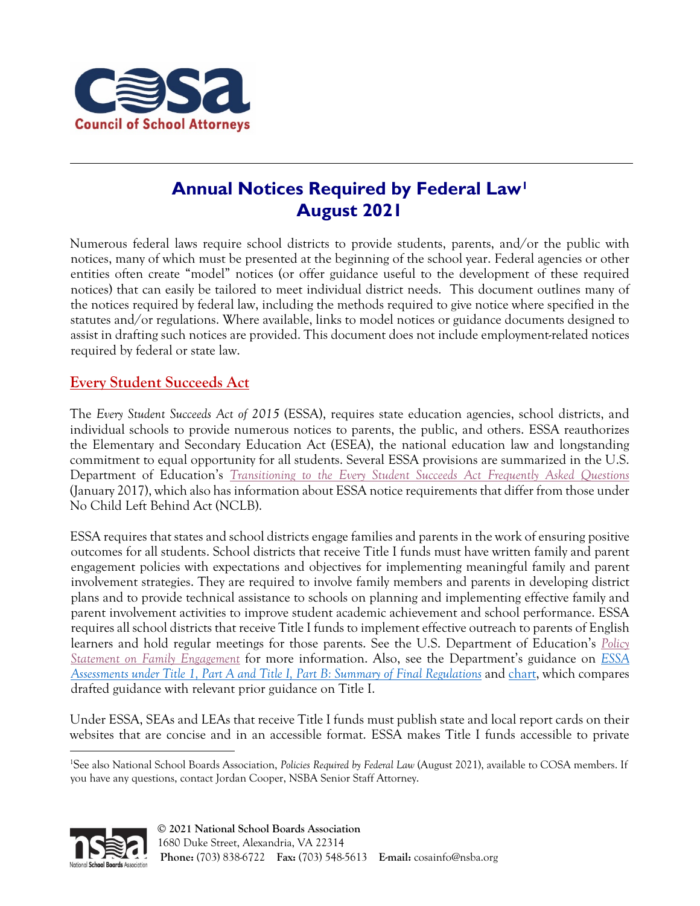# Annual Notices Required by Federal Law[1]
# August 2021

Numerous federal laws require school districts to provide students, parents, and/or the public with notices, many of which must be presented at the beginning of the school year. Federal agencies or other entities often create "model" notices (or offer guidance useful to the development of these required notices) that can easily be tailored to meet individual district needs. This document outlines many of the notices required by federal law, including the methods required to give notice where specified in the statutes and/or regulations. Where available, links to model notices or guidance documents designed to assist in drafting such notices are provided. This document does not include employment-related notices required by federal or state law.

## Every Student Succeeds Act

The *Every Student Succeeds Act of 2015* (ESSA), requires state education agencies, school districts, and individual schools to provide numerous notices to parents, the public, and others. ESSA reauthorizes the Elementary and Secondary Education Act (ESEA), the national education law and longstanding commitment to equal opportunity for all students. Several ESSA provisions are summarized in the U.S. Department of Education's *Transitioning to the Every Student Succeeds Act Frequently Asked Questions* (January 2017), which also has information about ESSA notice requirements that differ from those under No Child Left Behind Act (NCLB).

ESSA requires that states and school districts engage families and parents in the work of ensuring positive outcomes for all students. School districts that receive Title I funds must have written family and parent engagement policies with expectations and objectives for implementing meaningful family and parent involvement strategies. They are required to involve family members and parents in developing district plans and to provide technical assistance to schools on planning and implementing effective family and parent involvement activities to improve student academic achievement and school performance. ESSA requires all school districts that receive Title I funds to implement effective outreach to parents of English learners and hold regular meetings for those parents. See the U.S. Department of Education's *Policy Statement on Family Engagement* for more information. Also, see the Department's guidance on *ESSA Assessments under Title 1, Part A and Title I, Part B: Summary of Final Regulations* and chart, which compares drafted guidance with relevant prior guidance on Title I.

Under ESSA, SEAs and LEAs that receive Title I funds must publish state and local report cards on their websites that are concise and in an accessible format. ESSA makes Title I funds accessible to private

[1] See also National School Boards Association, *Policies Required by Federal Law* (August 2021), available to COSA members. If you have any questions, contact Jordan Cooper, NSBA Senior Staff Attorney.

**© 2021 National School Boards Association**
1680 Duke Street, Alexandria, VA 22314
**Phone:** (703) 838-6722 **Fax:** (703) 548-5613 **E-mail:** cosainfo@nsba.org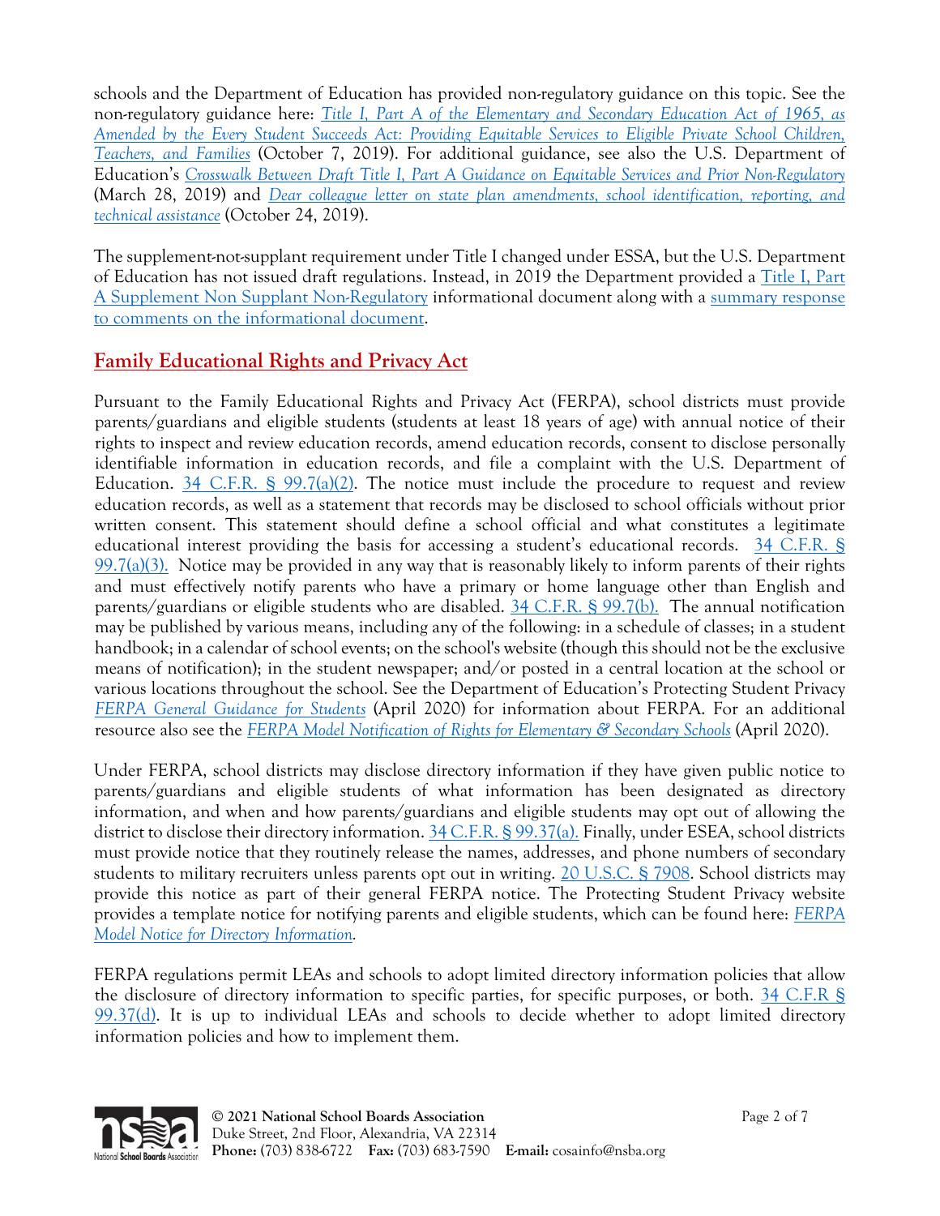schools and the Department of Education has provided non-regulatory guidance on this topic. See the non-regulatory guidance here: *Title I, Part A of the Elementary and Secondary Education Act of 1965, as Amended by the Every Student Succeeds Act: Providing Equitable Services to Eligible Private School Children, Teachers, and Families* (October 7, 2019). For additional guidance, see also the U.S. Department of Education's *Crosswalk Between Draft Title I, Part A Guidance on Equitable Services and Prior Non-Regulatory* (March 28, 2019) and *Dear colleague letter on state plan amendments, school identification, reporting, and technical assistance* (October 24, 2019).

The supplement-not-supplant requirement under Title I changed under ESSA, but the U.S. Department of Education has not issued draft regulations. Instead, in 2019 the Department provided a Title I, Part A Supplement Non Supplant Non-Regulatory informational document along with a summary response to comments on the informational document.

## Family Educational Rights and Privacy Act

Pursuant to the Family Educational Rights and Privacy Act (FERPA), school districts must provide parents/guardians and eligible students (students at least 18 years of age) with annual notice of their rights to inspect and review education records, amend education records, consent to disclose personally identifiable information in education records, and file a complaint with the U.S. Department of Education. 34 C.F.R. § 99.7(a)(2). The notice must include the procedure to request and review education records, as well as a statement that records may be disclosed to school officials without prior written consent. This statement should define a school official and what constitutes a legitimate educational interest providing the basis for accessing a student's educational records. 34 C.F.R. § 99.7(a)(3). Notice may be provided in any way that is reasonably likely to inform parents of their rights and must effectively notify parents who have a primary or home language other than English and parents/guardians or eligible students who are disabled. 34 C.F.R. § 99.7(b). The annual notification may be published by various means, including any of the following: in a schedule of classes; in a student handbook; in a calendar of school events; on the school's website (though this should not be the exclusive means of notification); in the student newspaper; and/or posted in a central location at the school or various locations throughout the school. See the Department of Education's Protecting Student Privacy *FERPA General Guidance for Students* (April 2020) for information about FERPA. For an additional resource also see the *FERPA Model Notification of Rights for Elementary & Secondary Schools* (April 2020).

Under FERPA, school districts may disclose directory information if they have given public notice to parents/guardians and eligible students of what information has been designated as directory information, and when and how parents/guardians and eligible students may opt out of allowing the district to disclose their directory information. 34 C.F.R. § 99.37(a). Finally, under ESEA, school districts must provide notice that they routinely release the names, addresses, and phone numbers of secondary students to military recruiters unless parents opt out in writing. 20 U.S.C. § 7908. School districts may provide this notice as part of their general FERPA notice. The Protecting Student Privacy website provides a template notice for notifying parents and eligible students, which can be found here: *FERPA Model Notice for Directory Information*.

FERPA regulations permit LEAs and schools to adopt limited directory information policies that allow the disclosure of directory information to specific parties, for specific purposes, or both. 34 C.F.R § 99.37(d). It is up to individual LEAs and schools to decide whether to adopt limited directory information policies and how to implement them.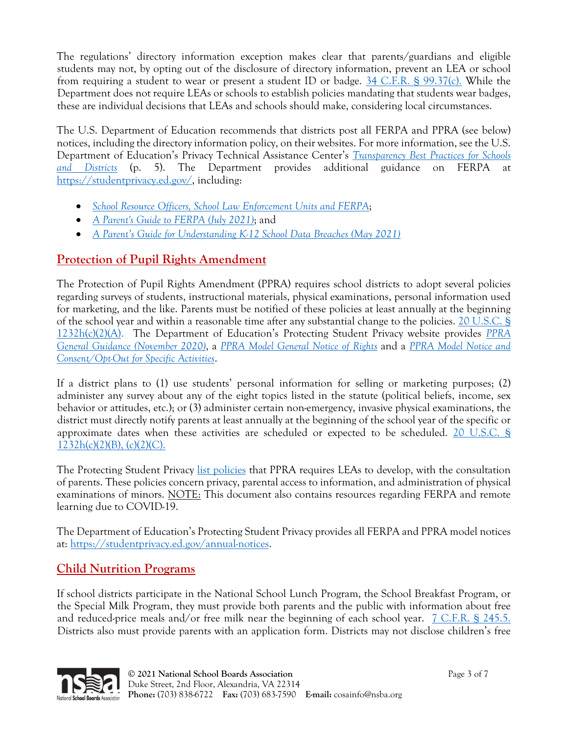The regulations' directory information exception makes clear that parents/guardians and eligible students may not, by opting out of the disclosure of directory information, prevent an LEA or school from requiring a student to wear or present a student ID or badge. 34 C.F.R. § 99.37(c). While the Department does not require LEAs or schools to establish policies mandating that students wear badges, these are individual decisions that LEAs and schools should make, considering local circumstances.

The U.S. Department of Education recommends that districts post all FERPA and PPRA (see below) notices, including the directory information policy, on their websites. For more information, see the U.S. Department of Education's Privacy Technical Assistance Center's *Transparency Best Practices for Schools and Districts* (p. 5). The Department provides additional guidance on FERPA at https://studentprivacy.ed.gov/, including:

- *School Resource Officers, School Law Enforcement Units and FERPA*;
- *A Parent's Guide to FERPA (July 2021)*; and
- *A Parent's Guide for Understanding K-12 School Data Breaches (May 2021)*

## Protection of Pupil Rights Amendment

The Protection of Pupil Rights Amendment (PPRA) requires school districts to adopt several policies regarding surveys of students, instructional materials, physical examinations, personal information used for marketing, and the like. Parents must be notified of these policies at least annually at the beginning of the school year and within a reasonable time after any substantial change to the policies. 20 U.S.C. § 1232h(c)(2)(A). The Department of Education's Protecting Student Privacy website provides *PPRA General Guidance (November 2020)*, a *PPRA Model General Notice of Rights* and a *PPRA Model Notice and Consent/Opt-Out for Specific Activities*.

If a district plans to (1) use students' personal information for selling or marketing purposes; (2) administer any survey about any of the eight topics listed in the statute (political beliefs, income, sex behavior or attitudes, etc.); or (3) administer certain non-emergency, invasive physical examinations, the district must directly notify parents at least annually at the beginning of the school year of the specific or approximate dates when these activities are scheduled or expected to be scheduled. 20 U.S.C. § 1232h(c)(2)(B), (c)(2)(C).

The Protecting Student Privacy list policies that PPRA requires LEAs to develop, with the consultation of parents. These policies concern privacy, parental access to information, and administration of physical examinations of minors. NOTE: This document also contains resources regarding FERPA and remote learning due to COVID-19.

The Department of Education's Protecting Student Privacy provides all FERPA and PPRA model notices at: https://studentprivacy.ed.gov/annual-notices.

## Child Nutrition Programs

If school districts participate in the National School Lunch Program, the School Breakfast Program, or the Special Milk Program, they must provide both parents and the public with information about free and reduced-price meals and/or free milk near the beginning of each school year. 7 C.F.R. § 245.5. Districts also must provide parents with an application form. Districts may not disclose children's free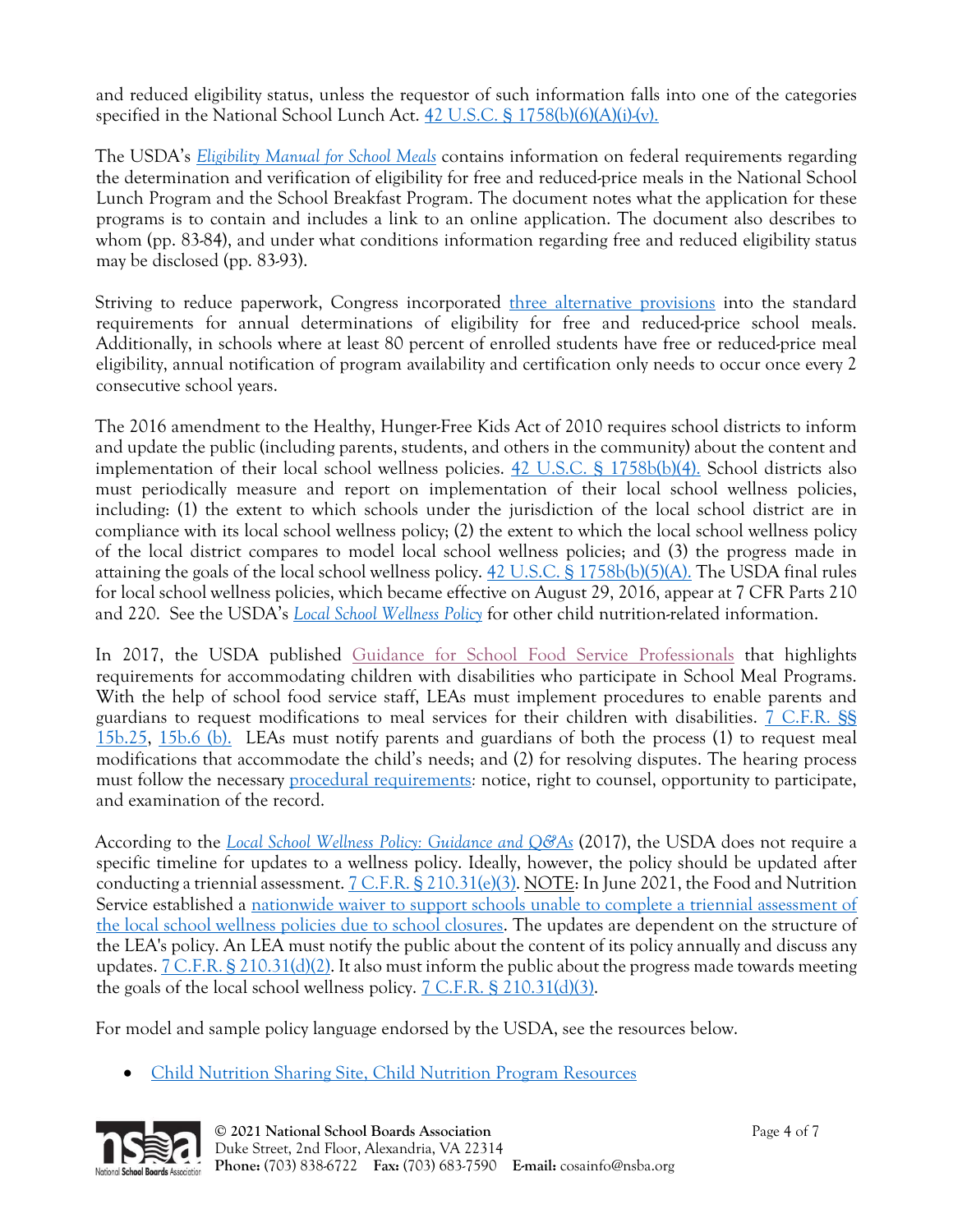and reduced eligibility status, unless the requestor of such information falls into one of the categories specified in the National School Lunch Act. 42 U.S.C. § 1758(b)(6)(A)(i)-(v).

The USDA's *Eligibility Manual for School Meals* contains information on federal requirements regarding the determination and verification of eligibility for free and reduced-price meals in the National School Lunch Program and the School Breakfast Program. The document notes what the application for these programs is to contain and includes a link to an online application. The document also describes to whom (pp. 83-84), and under what conditions information regarding free and reduced eligibility status may be disclosed (pp. 83-93).

Striving to reduce paperwork, Congress incorporated three alternative provisions into the standard requirements for annual determinations of eligibility for free and reduced-price school meals. Additionally, in schools where at least 80 percent of enrolled students have free or reduced-price meal eligibility, annual notification of program availability and certification only needs to occur once every 2 consecutive school years.

The 2016 amendment to the Healthy, Hunger-Free Kids Act of 2010 requires school districts to inform and update the public (including parents, students, and others in the community) about the content and implementation of their local school wellness policies. 42 U.S.C. § 1758b(b)(4). School districts also must periodically measure and report on implementation of their local school wellness policies, including: (1) the extent to which schools under the jurisdiction of the local school district are in compliance with its local school wellness policy; (2) the extent to which the local school wellness policy of the local district compares to model local school wellness policies; and (3) the progress made in attaining the goals of the local school wellness policy. 42 U.S.C. § 1758b(b)(5)(A). The USDA final rules for local school wellness policies, which became effective on August 29, 2016, appear at 7 CFR Parts 210 and 220. See the USDA's *Local School Wellness Policy* for other child nutrition-related information.

In 2017, the USDA published Guidance for School Food Service Professionals that highlights requirements for accommodating children with disabilities who participate in School Meal Programs. With the help of school food service staff, LEAs must implement procedures to enable parents and guardians to request modifications to meal services for their children with disabilities. 7 C.F.R. §§ 15b.25, 15b.6 (b). LEAs must notify parents and guardians of both the process (1) to request meal modifications that accommodate the child's needs; and (2) for resolving disputes. The hearing process must follow the necessary procedural requirements: notice, right to counsel, opportunity to participate, and examination of the record.

According to the *Local School Wellness Policy: Guidance and Q&As* (2017), the USDA does not require a specific timeline for updates to a wellness policy. Ideally, however, the policy should be updated after conducting a triennial assessment. 7 C.F.R. § 210.31(e)(3). NOTE: In June 2021, the Food and Nutrition Service established a nationwide waiver to support schools unable to complete a triennial assessment of the local school wellness policies due to school closures. The updates are dependent on the structure of the LEA's policy. An LEA must notify the public about the content of its policy annually and discuss any updates. 7 C.F.R. § 210.31(d)(2). It also must inform the public about the progress made towards meeting the goals of the local school wellness policy. 7 C.F.R. § 210.31(d)(3).

For model and sample policy language endorsed by the USDA, see the resources below.

- Child Nutrition Sharing Site, Child Nutrition Program Resources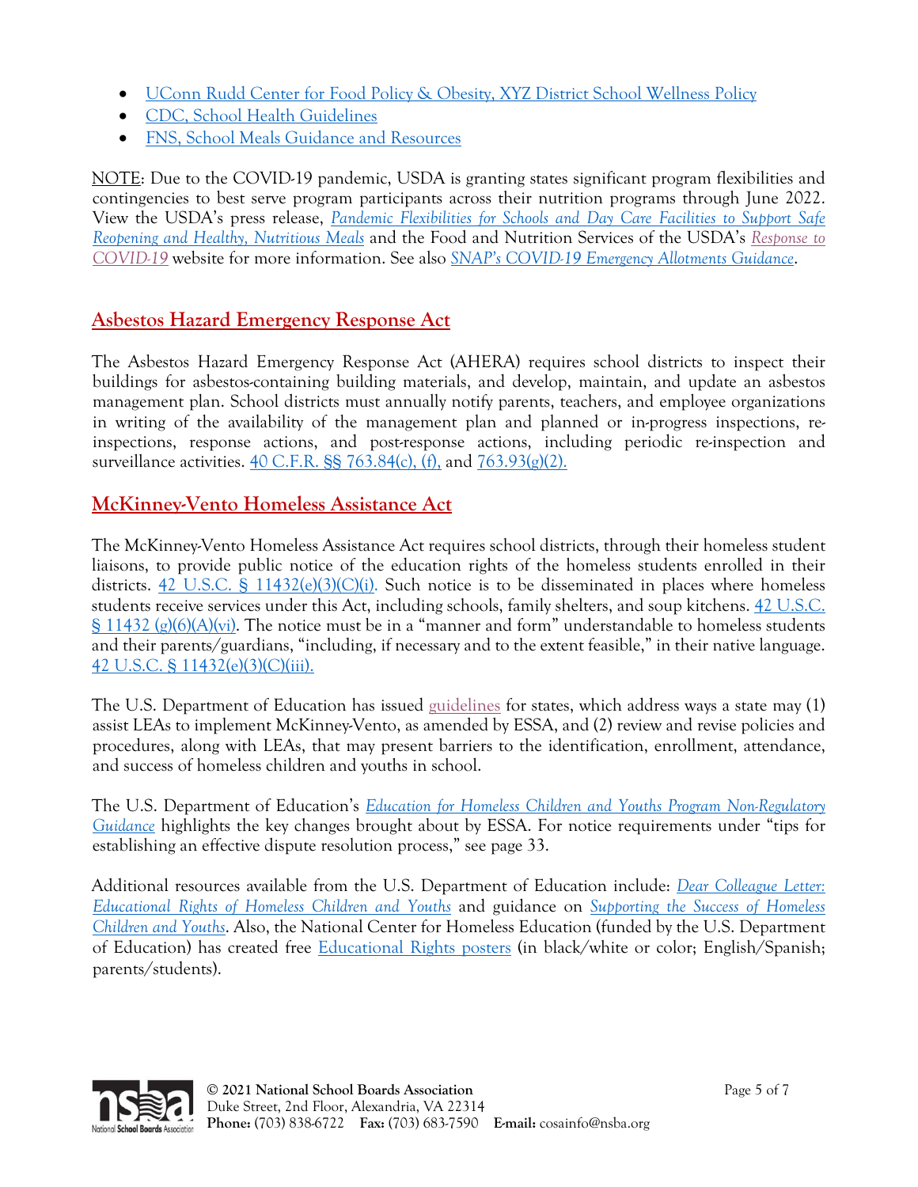- UConn Rudd Center for Food Policy & Obesity, XYZ District School Wellness Policy
- CDC, School Health Guidelines
- FNS, School Meals Guidance and Resources

NOTE: Due to the COVID-19 pandemic, USDA is granting states significant program flexibilities and contingencies to best serve program participants across their nutrition programs through June 2022. View the USDA's press release, *Pandemic Flexibilities for Schools and Day Care Facilities to Support Safe Reopening and Healthy, Nutritious Meals* and the Food and Nutrition Services of the USDA's *Response to COVID-19* website for more information. See also *SNAP's COVID-19 Emergency Allotments Guidance*.

## Asbestos Hazard Emergency Response Act

The Asbestos Hazard Emergency Response Act (AHERA) requires school districts to inspect their buildings for asbestos-containing building materials, and develop, maintain, and update an asbestos management plan. School districts must annually notify parents, teachers, and employee organizations in writing of the availability of the management plan and planned or in-progress inspections, re-inspections, response actions, and post-response actions, including periodic re-inspection and surveillance activities. 40 C.F.R. §§ 763.84(c), (f), and 763.93(g)(2).

## McKinney-Vento Homeless Assistance Act

The McKinney-Vento Homeless Assistance Act requires school districts, through their homeless student liaisons, to provide public notice of the education rights of the homeless students enrolled in their districts. 42 U.S.C. § 11432(e)(3)(C)(i). Such notice is to be disseminated in places where homeless students receive services under this Act, including schools, family shelters, and soup kitchens. 42 U.S.C. § 11432 (g)(6)(A)(vi). The notice must be in a "manner and form" understandable to homeless students and their parents/guardians, "including, if necessary and to the extent feasible," in their native language. 42 U.S.C. § 11432(e)(3)(C)(iii).

The U.S. Department of Education has issued guidelines for states, which address ways a state may (1) assist LEAs to implement McKinney-Vento, as amended by ESSA, and (2) review and revise policies and procedures, along with LEAs, that may present barriers to the identification, enrollment, attendance, and success of homeless children and youths in school.

The U.S. Department of Education's *Education for Homeless Children and Youths Program Non-Regulatory Guidance* highlights the key changes brought about by ESSA. For notice requirements under "tips for establishing an effective dispute resolution process," see page 33.

Additional resources available from the U.S. Department of Education include: *Dear Colleague Letter: Educational Rights of Homeless Children and Youths* and guidance on *Supporting the Success of Homeless Children and Youths*. Also, the National Center for Homeless Education (funded by the U.S. Department of Education) has created free Educational Rights posters (in black/white or color; English/Spanish; parents/students).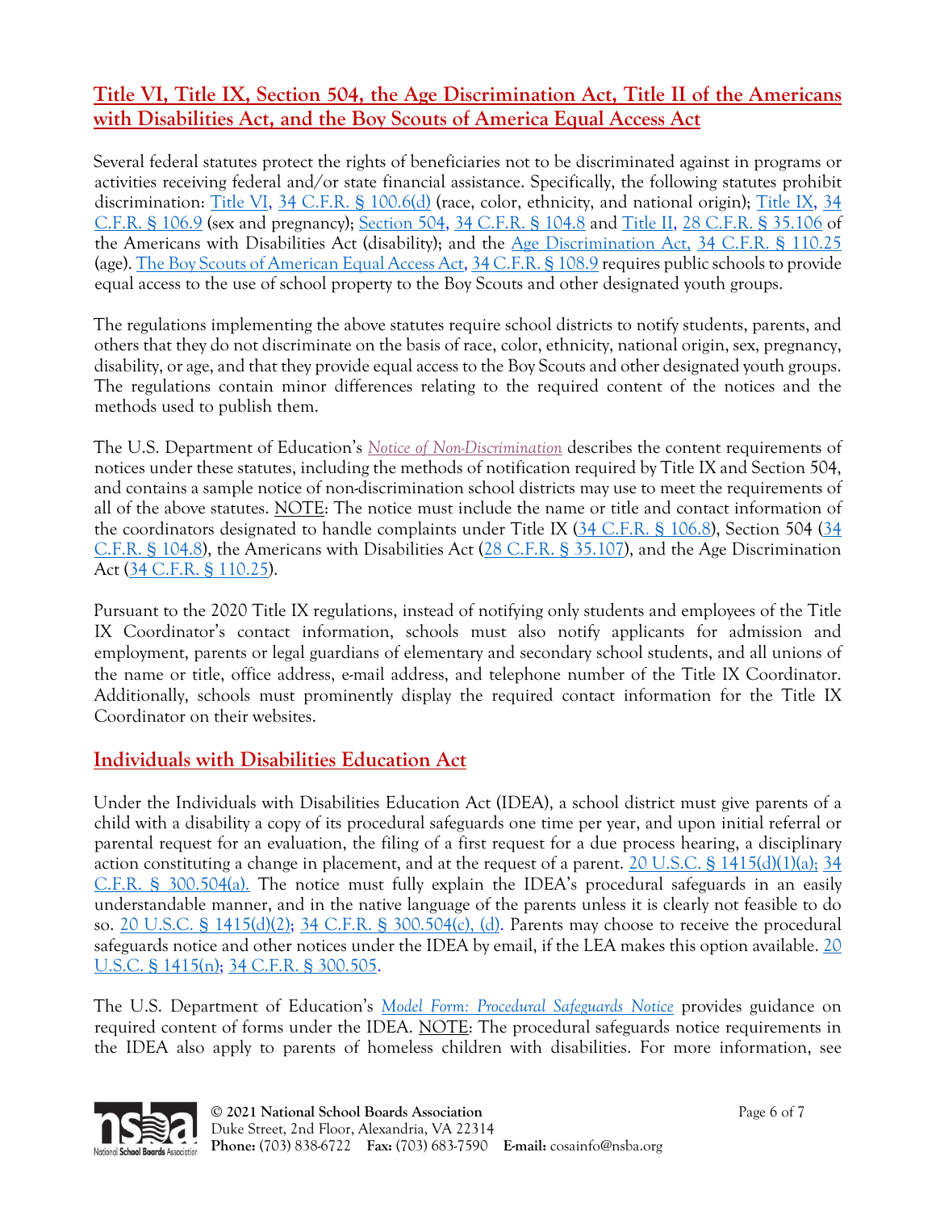## Title VI, Title IX, Section 504, the Age Discrimination Act, Title II of the Americans with Disabilities Act, and the Boy Scouts of America Equal Access Act

Several federal statutes protect the rights of beneficiaries not to be discriminated against in programs or activities receiving federal and/or state financial assistance. Specifically, the following statutes prohibit discrimination: Title VI, 34 C.F.R. § 100.6(d) (race, color, ethnicity, and national origin); Title IX, 34 C.F.R. § 106.9 (sex and pregnancy); Section 504, 34 C.F.R. § 104.8 and Title II, 28 C.F.R. § 35.106 of the Americans with Disabilities Act (disability); and the Age Discrimination Act, 34 C.F.R. § 110.25 (age). The Boy Scouts of American Equal Access Act, 34 C.F.R. § 108.9 requires public schools to provide equal access to the use of school property to the Boy Scouts and other designated youth groups.

The regulations implementing the above statutes require school districts to notify students, parents, and others that they do not discriminate on the basis of race, color, ethnicity, national origin, sex, pregnancy, disability, or age, and that they provide equal access to the Boy Scouts and other designated youth groups. The regulations contain minor differences relating to the required content of the notices and the methods used to publish them.

The U.S. Department of Education's *Notice of Non-Discrimination* describes the content requirements of notices under these statutes, including the methods of notification required by Title IX and Section 504, and contains a sample notice of non-discrimination school districts may use to meet the requirements of all of the above statutes. NOTE: The notice must include the name or title and contact information of the coordinators designated to handle complaints under Title IX (34 C.F.R. § 106.8), Section 504 (34 C.F.R. § 104.8), the Americans with Disabilities Act (28 C.F.R. § 35.107), and the Age Discrimination Act (34 C.F.R. § 110.25).

Pursuant to the 2020 Title IX regulations, instead of notifying only students and employees of the Title IX Coordinator's contact information, schools must also notify applicants for admission and employment, parents or legal guardians of elementary and secondary school students, and all unions of the name or title, office address, e-mail address, and telephone number of the Title IX Coordinator. Additionally, schools must prominently display the required contact information for the Title IX Coordinator on their websites.

## Individuals with Disabilities Education Act

Under the Individuals with Disabilities Education Act (IDEA), a school district must give parents of a child with a disability a copy of its procedural safeguards one time per year, and upon initial referral or parental request for an evaluation, the filing of a first request for a due process hearing, a disciplinary action constituting a change in placement, and at the request of a parent. 20 U.S.C. § 1415(d)(1)(a); 34 C.F.R. § 300.504(a). The notice must fully explain the IDEA's procedural safeguards in an easily understandable manner, and in the native language of the parents unless it is clearly not feasible to do so. 20 U.S.C. § 1415(d)(2); 34 C.F.R. § 300.504(c), (d). Parents may choose to receive the procedural safeguards notice and other notices under the IDEA by email, if the LEA makes this option available. 20 U.S.C. § 1415(n); 34 C.F.R. § 300.505.

The U.S. Department of Education's *Model Form: Procedural Safeguards Notice* provides guidance on required content of forms under the IDEA. NOTE: The procedural safeguards notice requirements in the IDEA also apply to parents of homeless children with disabilities. For more information, see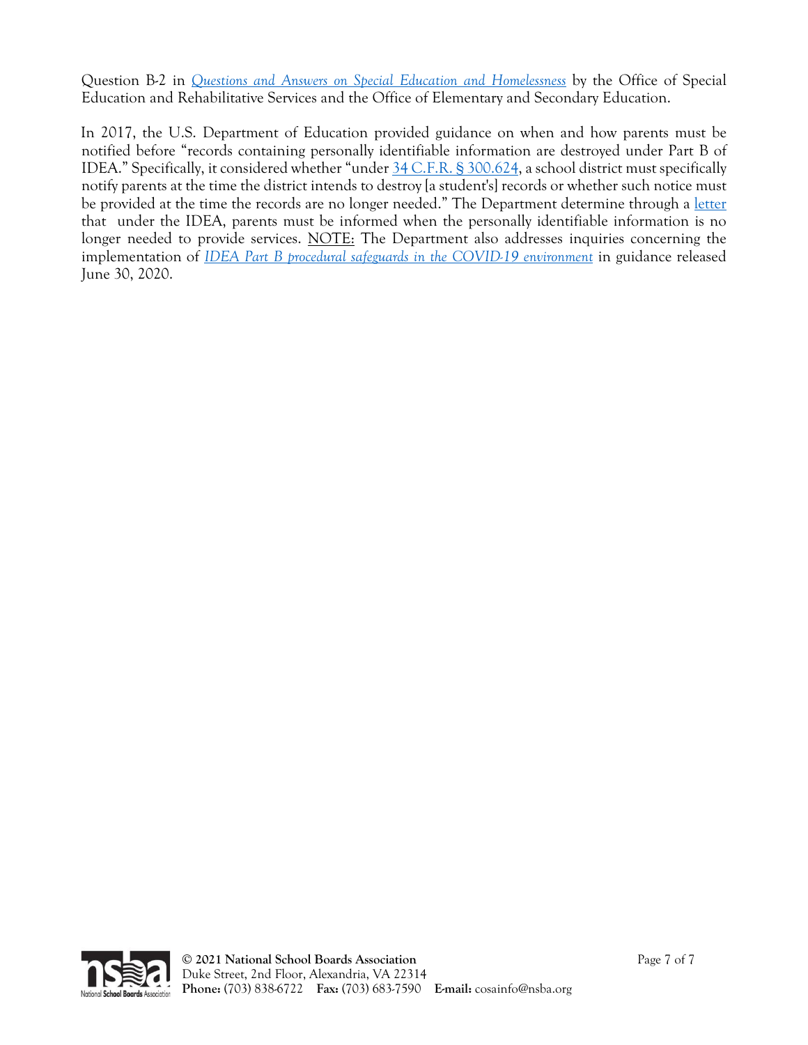Question B-2 in *Questions and Answers on Special Education and Homelessness* by the Office of Special Education and Rehabilitative Services and the Office of Elementary and Secondary Education.

In 2017, the U.S. Department of Education provided guidance on when and how parents must be notified before "records containing personally identifiable information are destroyed under Part B of IDEA." Specifically, it considered whether "under 34 C.F.R. § 300.624, a school district must specifically notify parents at the time the district intends to destroy [a student's] records or whether such notice must be provided at the time the records are no longer needed." The Department determine through a letter that under the IDEA, parents must be informed when the personally identifiable information is no longer needed to provide services. NOTE: The Department also addresses inquiries concerning the implementation of *IDEA Part B procedural safeguards in the COVID-19 environment* in guidance released June 30, 2020.